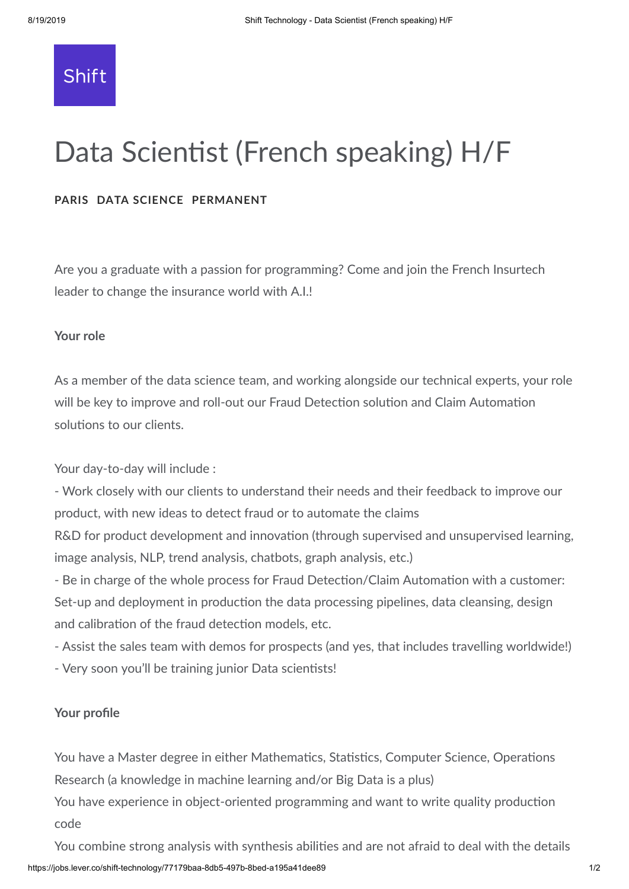Shift

# Data Scientist (French speaking) H/F

**PARIS DATA SCIENCE PERMANENT**

Are you a graduate with a passion for programming? Come and join the French Insurtech leader to change the insurance world with A.I.!

**Your role**

As a member of the data science team, and working alongside our technical experts, your role will be key to improve and roll-out our Fraud Detection solution and Claim Automation solutions to our clients.

Your day-to-day will include :

- Work closely with our clients to understand their needs and their feedback to improve our product, with new ideas to detect fraud or to automate the claims

R&D for product development and innovation (through supervised and unsupervised learning, image analysis, NLP, trend analysis, chatbots, graph analysis, etc.)

- Be in charge of the whole process for Fraud Detection/Claim Automation with a customer: Set-up and deployment in production the data processing pipelines, data cleansing, design and calibration of the fraud detection models, etc.
- Assist the sales team with demos for prospects (and yes, that includes travelling worldwide!)
- Very soon you'll be training junior Data scientists!

**Your profile**

You have a Master degree in either Mathematics, Statistics, Computer Science, Operations Research (a knowledge in machine learning and/or Big Data is a plus)

You have experience in object-oriented programming and want to write quality production code

You combine strong analysis with synthesis abilities and are not afraid to deal with the details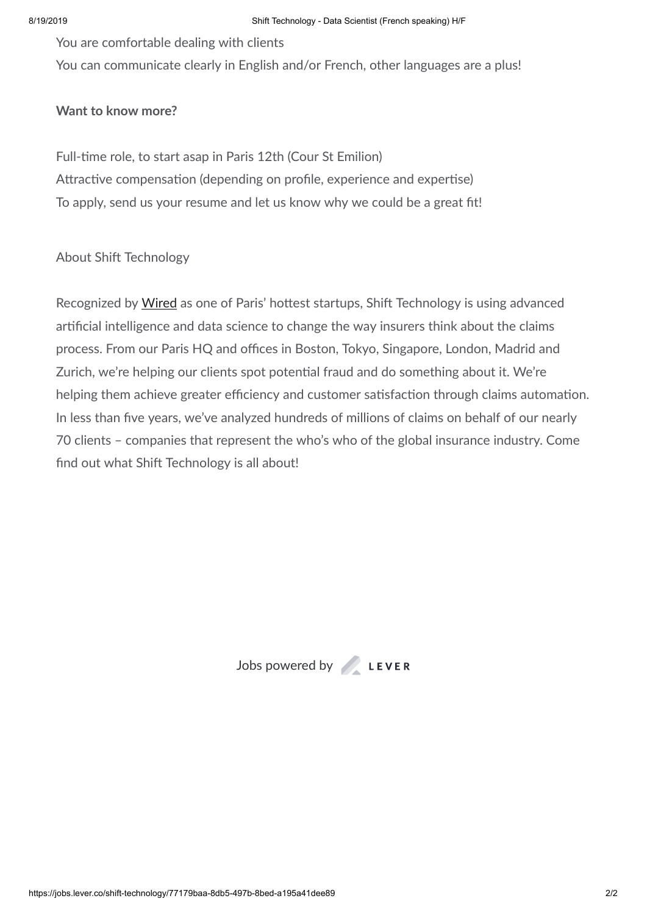You are comfortable dealing with clients

You can communicate clearly in English and/or French, other languages are a plus!

**Want to know more?**

Full-time role, to start asap in Paris 12th (Cour St Emilion)

Attractive compensation (depending on profile, experience and expertise)

To apply, send us your resume and let us know why we could be a great fit!

About Shift Technology

Recognized by Wired as one of Paris' hottest startups, Shift Technology is using advanced artificial intelligence and data science to change the way insurers think about the claims process. From our Paris HQ and offices in Boston, Tokyo, Singapore, London, Madrid and Zurich, we're helping our clients spot potential fraud and do something about it. We're helping them achieve greater efficiency and customer satisfaction through claims automation. In less than five years, we've analyzed hundreds of millions of claims on behalf of our nearly 70 clients – companies that represent the who's who of the global insurance industry. Come find out what Shift Technology is all about!

Jobs powered by LEVER